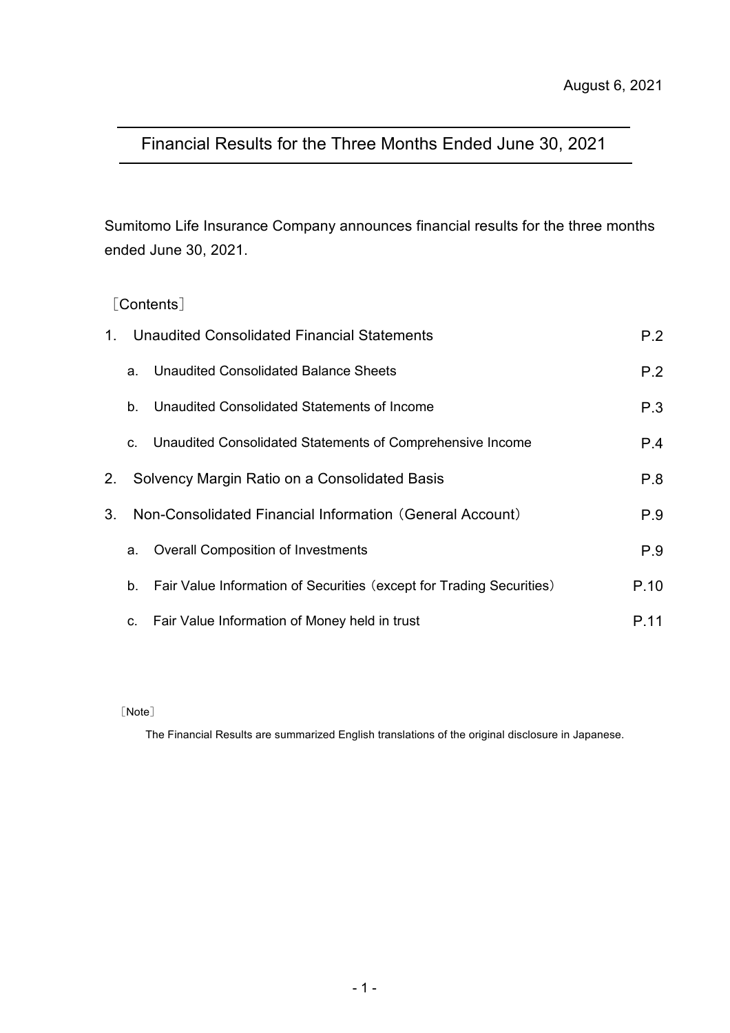August 6, 2021

# Financial Results for the Three Months Ended June 30, 2021

Sumitomo Life Insurance Company announces financial results for the three months ended June 30, 2021.

［Contents］

| | |
|---|---|
| 1. Unaudited Consolidated Financial Statements | P.2 |
| a. Unaudited Consolidated Balance Sheets | P.2 |
| b. Unaudited Consolidated Statements of Income | P.3 |
| c. Unaudited Consolidated Statements of Comprehensive Income | P.4 |
| 2. Solvency Margin Ratio on a Consolidated Basis | P.8 |
| 3. Non-Consolidated Financial Information（General Account） | P.9 |
| a. Overall Composition of Investments | P.9 |
| b. Fair Value Information of Securities（except for Trading Securities） | P.10 |
| c. Fair Value Information of Money held in trust | P.11 |

［Note］

The Financial Results are summarized English translations of the original disclosure in Japanese.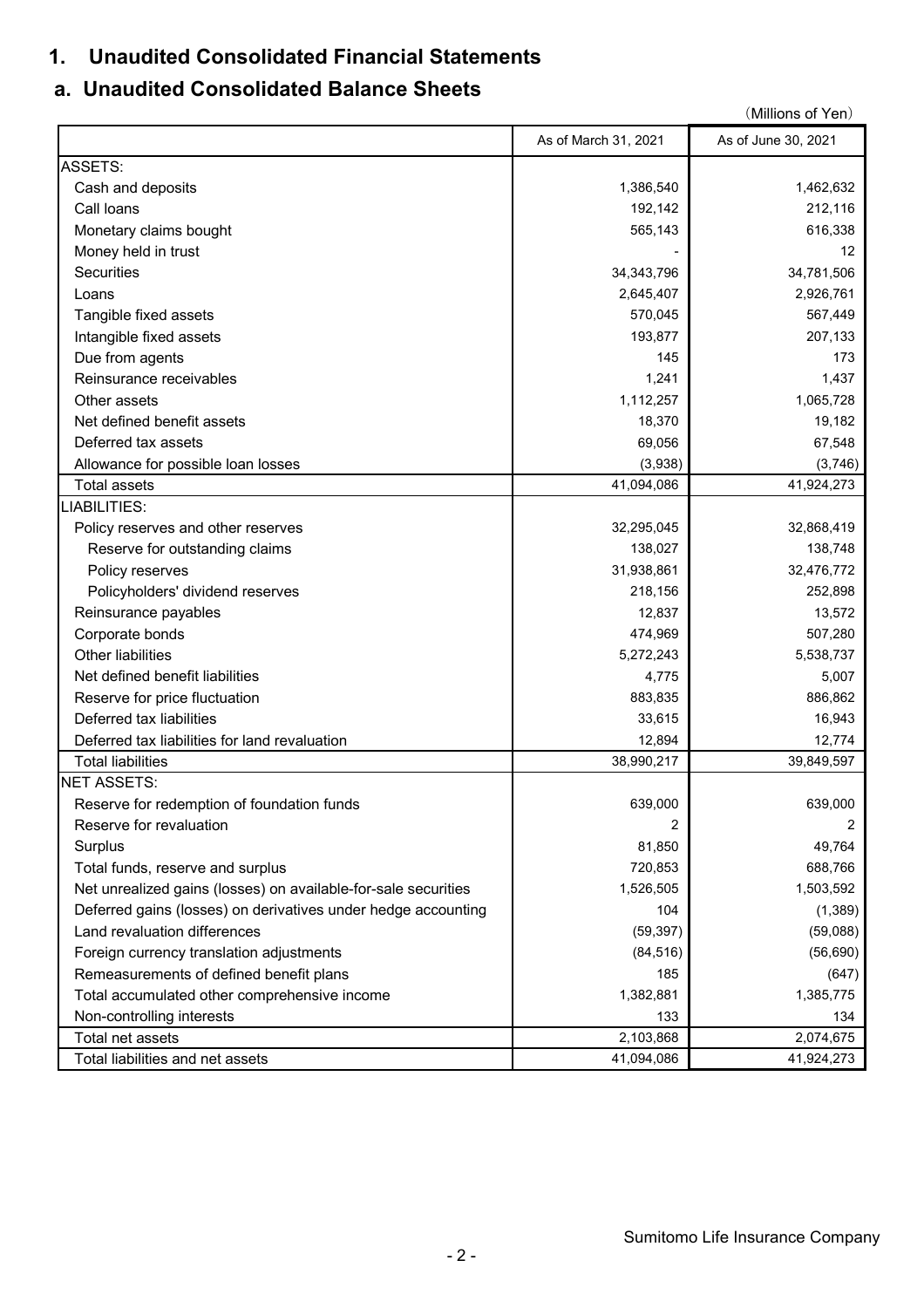# 1. Unaudited Consolidated Financial Statements

## a. Unaudited Consolidated Balance Sheets

（Millions of Yen）

| | As of March 31, 2021 | As of June 30, 2021 |
|---|---|---|
| ASSETS: | | |
| Cash and deposits | 1,386,540 | 1,462,632 |
| Call loans | 192,142 | 212,116 |
| Monetary claims bought | 565,143 | 616,338 |
| Money held in trust | - | 12 |
| Securities | 34,343,796 | 34,781,506 |
| Loans | 2,645,407 | 2,926,761 |
| Tangible fixed assets | 570,045 | 567,449 |
| Intangible fixed assets | 193,877 | 207,133 |
| Due from agents | 145 | 173 |
| Reinsurance receivables | 1,241 | 1,437 |
| Other assets | 1,112,257 | 1,065,728 |
| Net defined benefit assets | 18,370 | 19,182 |
| Deferred tax assets | 69,056 | 67,548 |
| Allowance for possible loan losses | (3,938) | (3,746) |
| Total assets | 41,094,086 | 41,924,273 |
| LIABILITIES: | | |
| Policy reserves and other reserves | 32,295,045 | 32,868,419 |
| Reserve for outstanding claims | 138,027 | 138,748 |
| Policy reserves | 31,938,861 | 32,476,772 |
| Policyholders' dividend reserves | 218,156 | 252,898 |
| Reinsurance payables | 12,837 | 13,572 |
| Corporate bonds | 474,969 | 507,280 |
| Other liabilities | 5,272,243 | 5,538,737 |
| Net defined benefit liabilities | 4,775 | 5,007 |
| Reserve for price fluctuation | 883,835 | 886,862 |
| Deferred tax liabilities | 33,615 | 16,943 |
| Deferred tax liabilities for land revaluation | 12,894 | 12,774 |
| Total liabilities | 38,990,217 | 39,849,597 |
| NET ASSETS: | | |
| Reserve for redemption of foundation funds | 639,000 | 639,000 |
| Reserve for revaluation | 2 | 2 |
| Surplus | 81,850 | 49,764 |
| Total funds, reserve and surplus | 720,853 | 688,766 |
| Net unrealized gains (losses) on available-for-sale securities | 1,526,505 | 1,503,592 |
| Deferred gains (losses) on derivatives under hedge accounting | 104 | (1,389) |
| Land revaluation differences | (59,397) | (59,088) |
| Foreign currency translation adjustments | (84,516) | (56,690) |
| Remeasurements of defined benefit plans | 185 | (647) |
| Total accumulated other comprehensive income | 1,382,881 | 1,385,775 |
| Non-controlling interests | 133 | 134 |
| Total net assets | 2,103,868 | 2,074,675 |
| Total liabilities and net assets | 41,094,086 | 41,924,273 |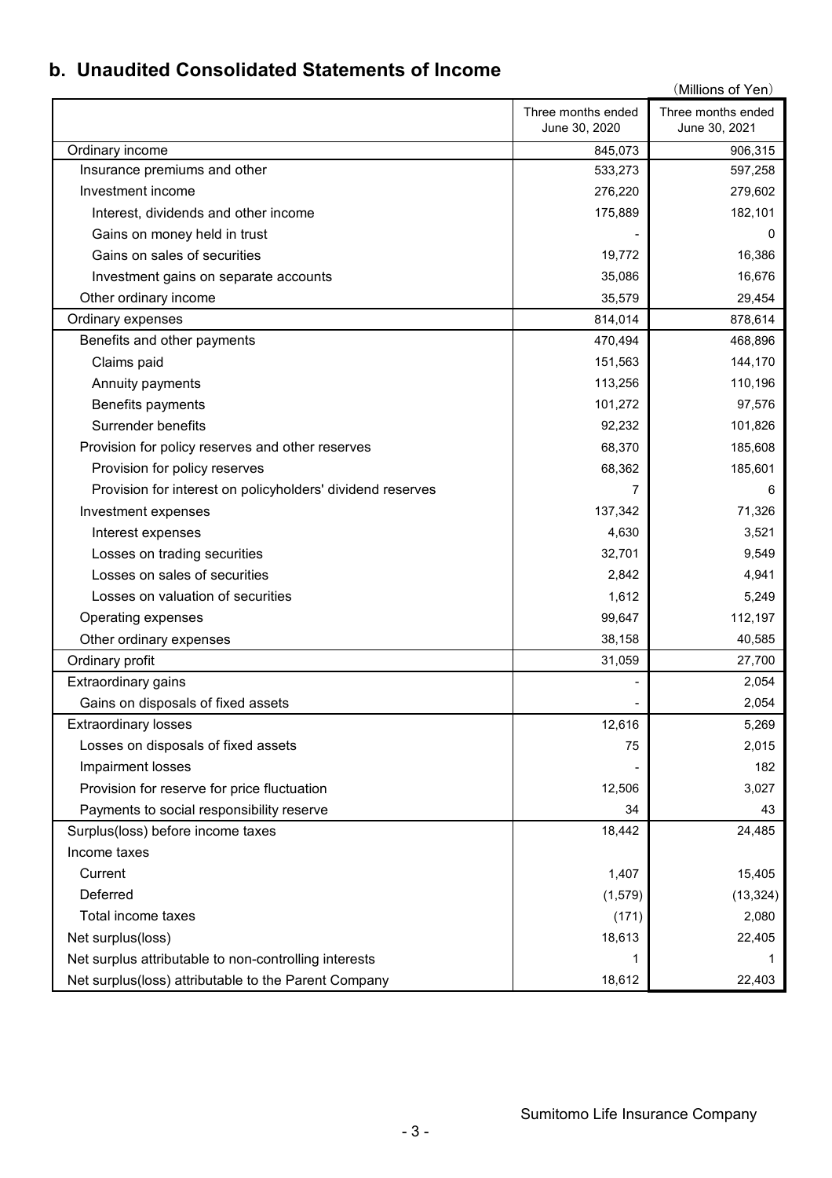## b. Unaudited Consolidated Statements of Income

(Millions of Yen)

| | Three months ended June 30, 2020 | Three months ended June 30, 2021 |
|---|---|---|
| Ordinary income | 845,073 | 906,315 |
| Insurance premiums and other | 533,273 | 597,258 |
| Investment income | 276,220 | 279,602 |
| Interest, dividends and other income | 175,889 | 182,101 |
| Gains on money held in trust | - | 0 |
| Gains on sales of securities | 19,772 | 16,386 |
| Investment gains on separate accounts | 35,086 | 16,676 |
| Other ordinary income | 35,579 | 29,454 |
| Ordinary expenses | 814,014 | 878,614 |
| Benefits and other payments | 470,494 | 468,896 |
| Claims paid | 151,563 | 144,170 |
| Annuity payments | 113,256 | 110,196 |
| Benefits payments | 101,272 | 97,576 |
| Surrender benefits | 92,232 | 101,826 |
| Provision for policy reserves and other reserves | 68,370 | 185,608 |
| Provision for policy reserves | 68,362 | 185,601 |
| Provision for interest on policyholders' dividend reserves | 7 | 6 |
| Investment expenses | 137,342 | 71,326 |
| Interest expenses | 4,630 | 3,521 |
| Losses on trading securities | 32,701 | 9,549 |
| Losses on sales of securities | 2,842 | 4,941 |
| Losses on valuation of securities | 1,612 | 5,249 |
| Operating expenses | 99,647 | 112,197 |
| Other ordinary expenses | 38,158 | 40,585 |
| Ordinary profit | 31,059 | 27,700 |
| Extraordinary gains | - | 2,054 |
| Gains on disposals of fixed assets | - | 2,054 |
| Extraordinary losses | 12,616 | 5,269 |
| Losses on disposals of fixed assets | 75 | 2,015 |
| Impairment losses | - | 182 |
| Provision for reserve for price fluctuation | 12,506 | 3,027 |
| Payments to social responsibility reserve | 34 | 43 |
| Surplus(loss) before income taxes | 18,442 | 24,485 |
| Income taxes | | |
| Current | 1,407 | 15,405 |
| Deferred | (1,579) | (13,324) |
| Total income taxes | (171) | 2,080 |
| Net surplus(loss) | 18,613 | 22,405 |
| Net surplus attributable to non-controlling interests | 1 | 1 |
| Net surplus(loss) attributable to the Parent Company | 18,612 | 22,403 |

Sumitomo Life Insurance Company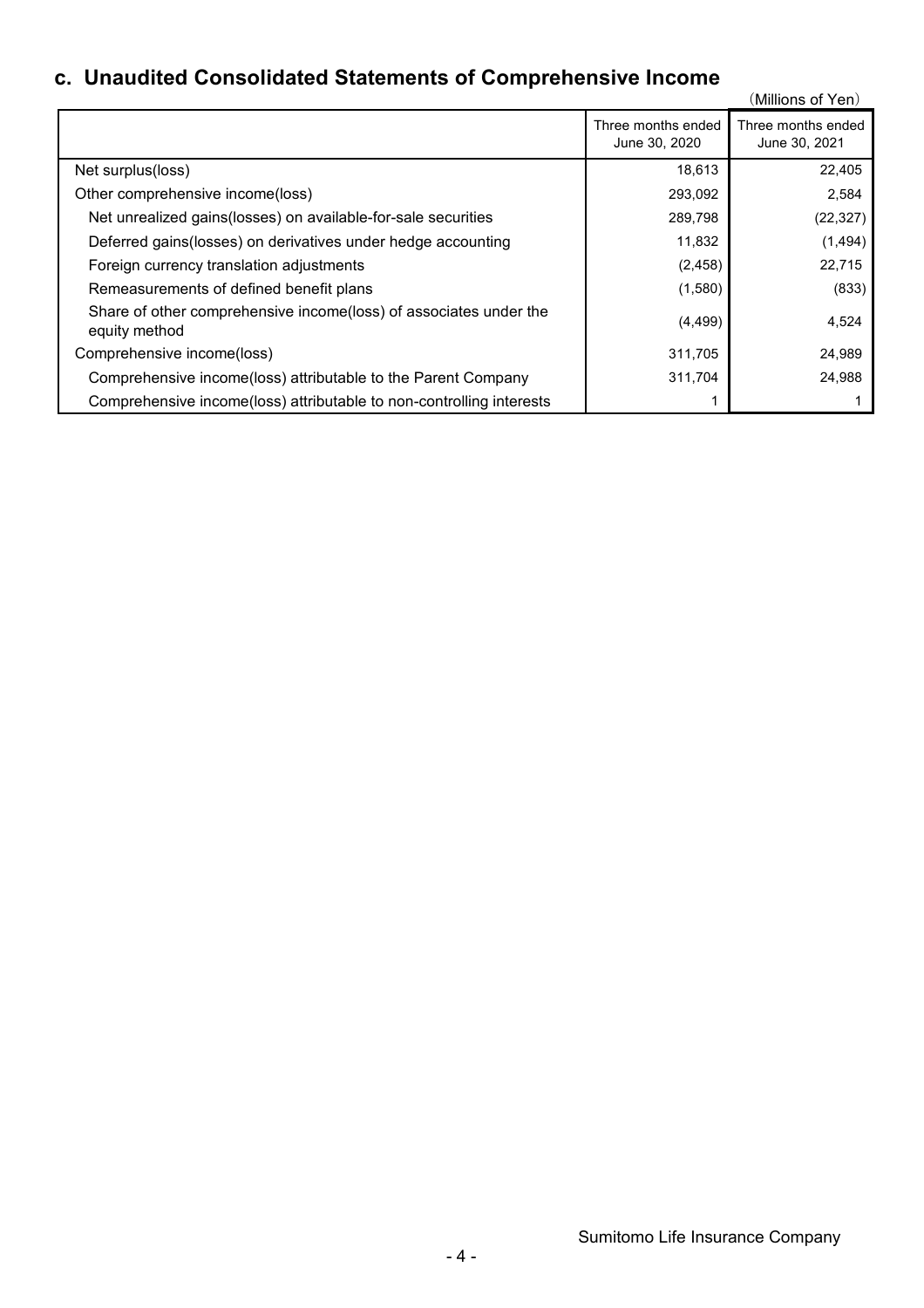## c. Unaudited Consolidated Statements of Comprehensive Income

（Millions of Yen）

| | Three months ended June 30, 2020 | Three months ended June 30, 2021 |
|---|---|---|
| Net surplus(loss) | 18,613 | 22,405 |
| Other comprehensive income(loss) | 293,092 | 2,584 |
| Net unrealized gains(losses) on available-for-sale securities | 289,798 | (22,327) |
| Deferred gains(losses) on derivatives under hedge accounting | 11,832 | (1,494) |
| Foreign currency translation adjustments | (2,458) | 22,715 |
| Remeasurements of defined benefit plans | (1,580) | (833) |
| Share of other comprehensive income(loss) of associates under the equity method | (4,499) | 4,524 |
| Comprehensive income(loss) | 311,705 | 24,989 |
| Comprehensive income(loss) attributable to the Parent Company | 311,704 | 24,988 |
| Comprehensive income(loss) attributable to non-controlling interests | 1 | 1 |

Sumitomo Life Insurance Company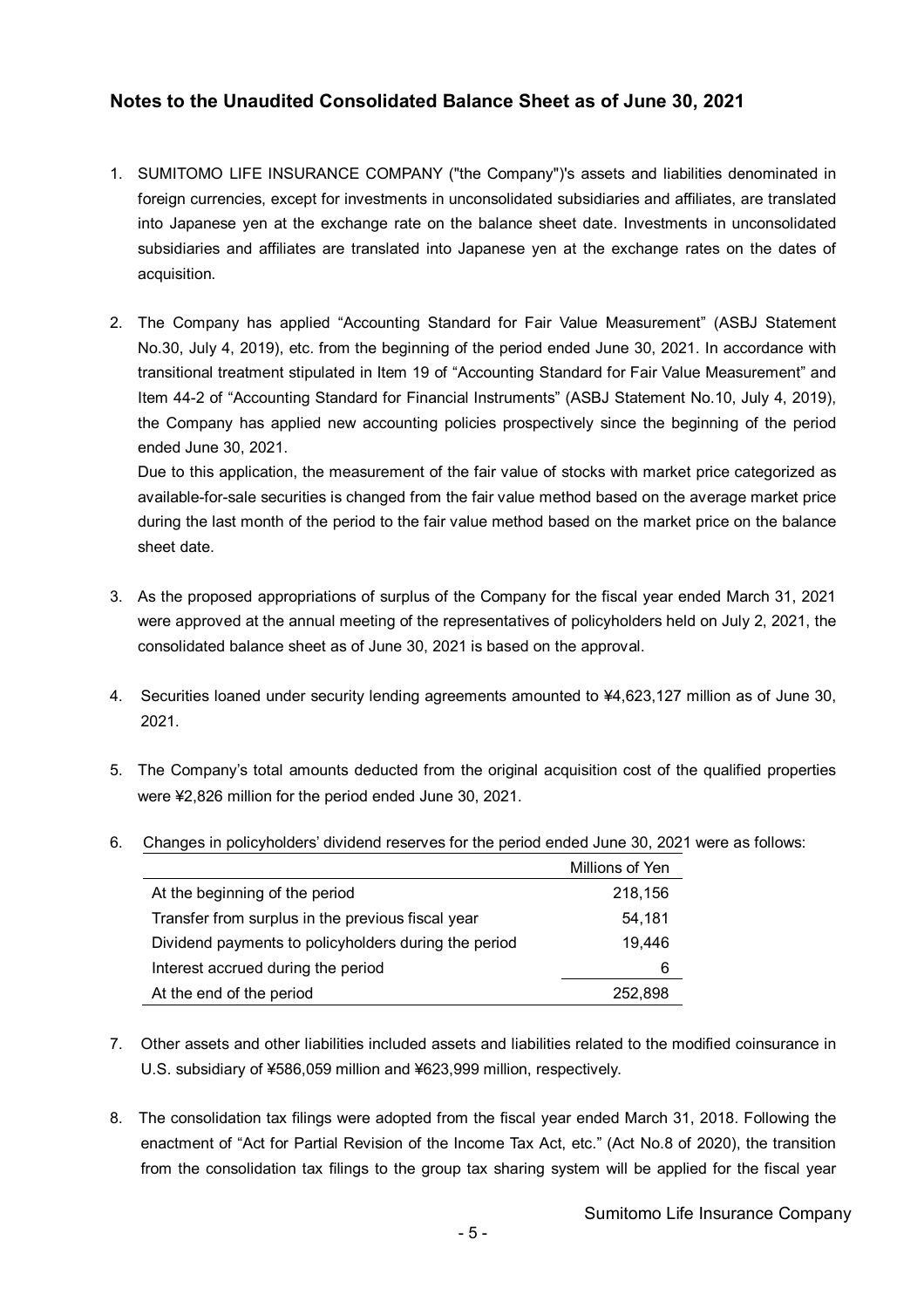## Notes to the Unaudited Consolidated Balance Sheet as of June 30, 2021

1. SUMITOMO LIFE INSURANCE COMPANY ("the Company")'s assets and liabilities denominated in foreign currencies, except for investments in unconsolidated subsidiaries and affiliates, are translated into Japanese yen at the exchange rate on the balance sheet date. Investments in unconsolidated subsidiaries and affiliates are translated into Japanese yen at the exchange rates on the dates of acquisition.

2. The Company has applied "Accounting Standard for Fair Value Measurement" (ASBJ Statement No.30, July 4, 2019), etc. from the beginning of the period ended June 30, 2021. In accordance with transitional treatment stipulated in Item 19 of "Accounting Standard for Fair Value Measurement" and Item 44-2 of "Accounting Standard for Financial Instruments" (ASBJ Statement No.10, July 4, 2019), the Company has applied new accounting policies prospectively since the beginning of the period ended June 30, 2021.
   Due to this application, the measurement of the fair value of stocks with market price categorized as available-for-sale securities is changed from the fair value method based on the average market price during the last month of the period to the fair value method based on the market price on the balance sheet date.

3. As the proposed appropriations of surplus of the Company for the fiscal year ended March 31, 2021 were approved at the annual meeting of the representatives of policyholders held on July 2, 2021, the consolidated balance sheet as of June 30, 2021 is based on the approval.

4. Securities loaned under security lending agreements amounted to ¥4,623,127 million as of June 30, 2021.

5. The Company's total amounts deducted from the original acquisition cost of the qualified properties were ¥2,826 million for the period ended June 30, 2021.

6. Changes in policyholders' dividend reserves for the period ended June 30, 2021 were as follows:

| | Millions of Yen |
|---|---|
| At the beginning of the period | 218,156 |
| Transfer from surplus in the previous fiscal year | 54,181 |
| Dividend payments to policyholders during the period | 19,446 |
| Interest accrued during the period | 6 |
| At the end of the period | 252,898 |

7. Other assets and other liabilities included assets and liabilities related to the modified coinsurance in U.S. subsidiary of ¥586,059 million and ¥623,999 million, respectively.

8. The consolidation tax filings were adopted from the fiscal year ended March 31, 2018. Following the enactment of "Act for Partial Revision of the Income Tax Act, etc." (Act No.8 of 2020), the transition from the consolidation tax filings to the group tax sharing system will be applied for the fiscal year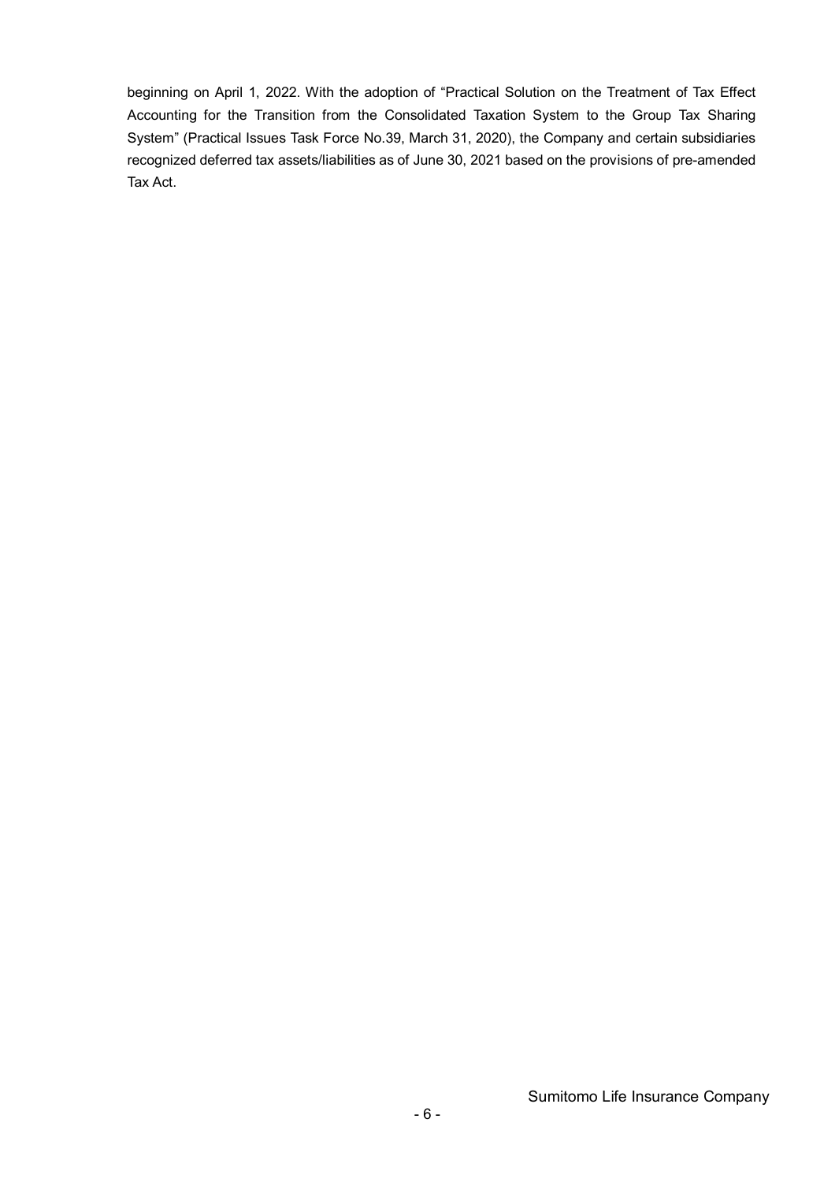beginning on April 1, 2022. With the adoption of “Practical Solution on the Treatment of Tax Effect Accounting for the Transition from the Consolidated Taxation System to the Group Tax Sharing System” (Practical Issues Task Force No.39, March 31, 2020), the Company and certain subsidiaries recognized deferred tax assets/liabilities as of June 30, 2021 based on the provisions of pre-amended Tax Act.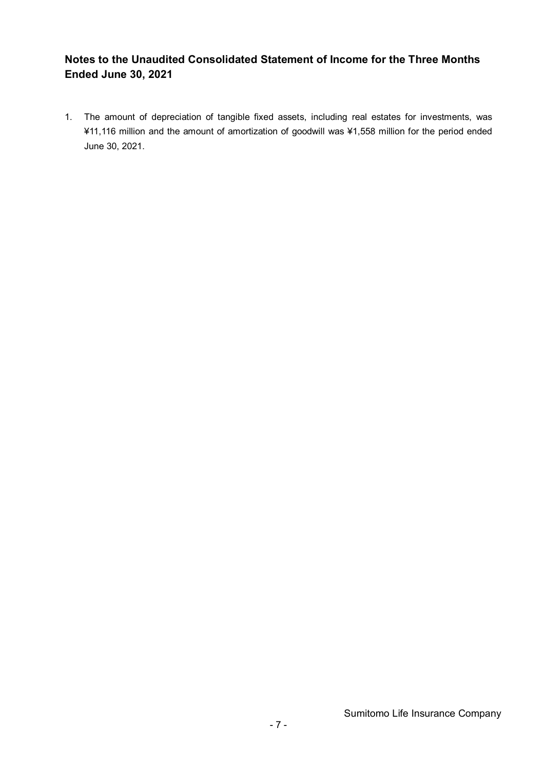## Notes to the Unaudited Consolidated Statement of Income for the Three Months Ended June 30, 2021

1. The amount of depreciation of tangible fixed assets, including real estates for investments, was ¥11,116 million and the amount of amortization of goodwill was ¥1,558 million for the period ended June 30, 2021.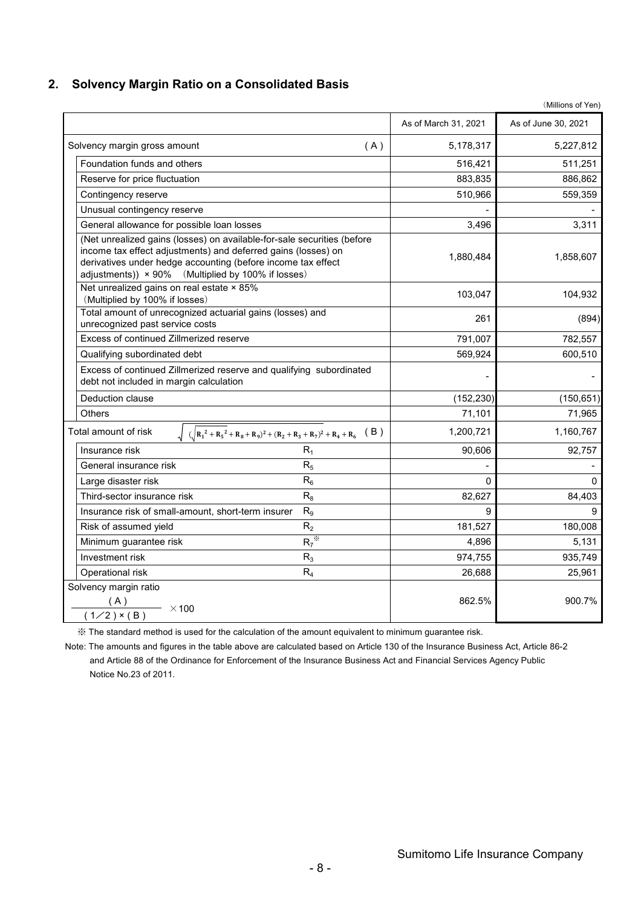## 2. Solvency Margin Ratio on a Consolidated Basis

（Millions of Yen)

| | | As of March 31, 2021 | As of June 30, 2021 |
|---|---|---|---|
| Solvency margin gross amount | (A) | 5,178,317 | 5,227,812 |
| Foundation funds and others | | 516,421 | 511,251 |
| Reserve for price fluctuation | | 883,835 | 886,862 |
| Contingency reserve | | 510,966 | 559,359 |
| Unusual contingency reserve | | - | - |
| General allowance for possible loan losses | | 3,496 | 3,311 |
| (Net unrealized gains (losses) on available-for-sale securities (before income tax effect adjustments) and deferred gains (losses) on derivatives under hedge accounting (before income tax effect adjustments)) × 90% （Multiplied by 100% if losses） | | 1,880,484 | 1,858,607 |
| Net unrealized gains on real estate × 85% （Multiplied by 100% if losses） | | 103,047 | 104,932 |
| Total amount of unrecognized actuarial gains (losses) and unrecognized past service costs | | 261 | (894) |
| Excess of continued Zillmerized reserve | | 791,007 | 782,557 |
| Qualifying subordinated debt | | 569,924 | 600,510 |
| Excess of continued Zillmerized reserve and qualifying subordinated debt not included in margin calculation | | - | - |
| Deduction clause | | (152,230) | (150,651) |
| Others | | 71,101 | 71,965 |
| Total amount of risk $\sqrt{(\sqrt{R_1^2 + R_5^2} + R_8 + R_9)^2 + (R_2 + R_3 + R_7)^2} + R_4 + R_6$ | (B) | 1,200,721 | 1,160,767 |
| Insurance risk | $R_1$ | 90,606 | 92,757 |
| General insurance risk | $R_5$ | - | - |
| Large disaster risk | $R_6$ | 0 | 0 |
| Third-sector insurance risk | $R_8$ | 82,627 | 84,403 |
| Insurance risk of small-amount, short-term insurer | $R_9$ | 9 | 9 |
| Risk of assumed yield | $R_2$ | 181,527 | 180,008 |
| Minimum guarantee risk | $R_7$ ※ | 4,896 | 5,131 |
| Investment risk | $R_3$ | 974,755 | 935,749 |
| Operational risk | $R_4$ | 26,688 | 25,961 |
| Solvency margin ratio $\dfrac{(A)}{(1/2) \times (B)} \times 100$ | | 862.5% | 900.7% |

※ The standard method is used for the calculation of the amount equivalent to minimum guarantee risk.

Note: The amounts and figures in the table above are calculated based on Article 130 of the Insurance Business Act, Article 86-2 and Article 88 of the Ordinance for Enforcement of the Insurance Business Act and Financial Services Agency Public Notice No.23 of 2011.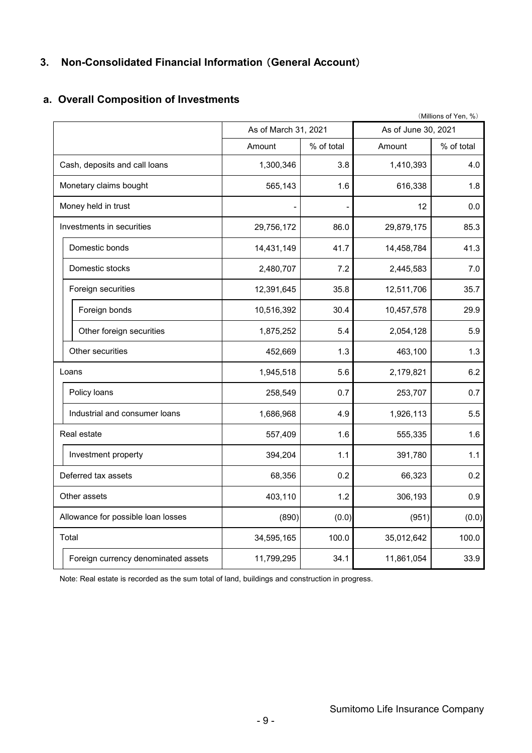## 3. Non-Consolidated Financial Information（General Account）

### a. Overall Composition of Investments

（Millions of Yen, %）

| | As of March 31, 2021 | | As of June 30, 2021 | |
|---|---|---|---|---|
| | Amount | % of total | Amount | % of total |
| Cash, deposits and call loans | 1,300,346 | 3.8 | 1,410,393 | 4.0 |
| Monetary claims bought | 565,143 | 1.6 | 616,338 | 1.8 |
| Money held in trust | - | - | 12 | 0.0 |
| Investments in securities | 29,756,172 | 86.0 | 29,879,175 | 85.3 |
| Domestic bonds | 14,431,149 | 41.7 | 14,458,784 | 41.3 |
| Domestic stocks | 2,480,707 | 7.2 | 2,445,583 | 7.0 |
| Foreign securities | 12,391,645 | 35.8 | 12,511,706 | 35.7 |
| Foreign bonds | 10,516,392 | 30.4 | 10,457,578 | 29.9 |
| Other foreign securities | 1,875,252 | 5.4 | 2,054,128 | 5.9 |
| Other securities | 452,669 | 1.3 | 463,100 | 1.3 |
| Loans | 1,945,518 | 5.6 | 2,179,821 | 6.2 |
| Policy loans | 258,549 | 0.7 | 253,707 | 0.7 |
| Industrial and consumer loans | 1,686,968 | 4.9 | 1,926,113 | 5.5 |
| Real estate | 557,409 | 1.6 | 555,335 | 1.6 |
| Investment property | 394,204 | 1.1 | 391,780 | 1.1 |
| Deferred tax assets | 68,356 | 0.2 | 66,323 | 0.2 |
| Other assets | 403,110 | 1.2 | 306,193 | 0.9 |
| Allowance for possible loan losses | (890) | (0.0) | (951) | (0.0) |
| Total | 34,595,165 | 100.0 | 35,012,642 | 100.0 |
| Foreign currency denominated assets | 11,799,295 | 34.1 | 11,861,054 | 33.9 |

Note: Real estate is recorded as the sum total of land, buildings and construction in progress.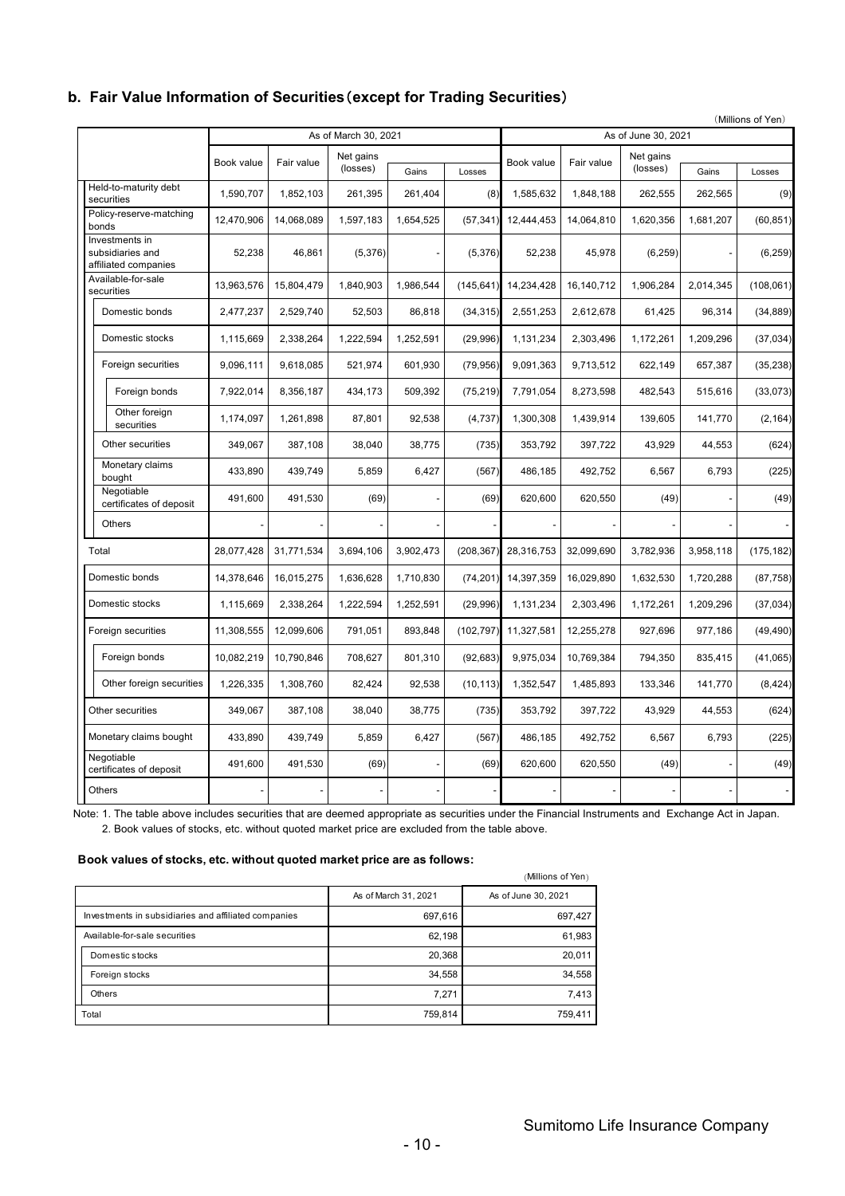## b. Fair Value Information of Securities (except for Trading Securities)

(Millions of Yen)

| | As of March 30, 2021 | | | | | As of June 30, 2021 | | | | |
|---|---|---|---|---|---|---|---|---|---|---|
| | Book value | Fair value | Net gains (losses) | Gains | Losses | Book value | Fair value | Net gains (losses) | Gains | Losses |
| Held-to-maturity debt securities | 1,590,707 | 1,852,103 | 261,395 | 261,404 | (8) | 1,585,632 | 1,848,188 | 262,555 | 262,565 | (9) |
| Policy-reserve-matching bonds | 12,470,906 | 14,068,089 | 1,597,183 | 1,654,525 | (57,341) | 12,444,453 | 14,064,810 | 1,620,356 | 1,681,207 | (60,851) |
| Investments in subsidiaries and affiliated companies | 52,238 | 46,861 | (5,376) | - | (5,376) | 52,238 | 45,978 | (6,259) | - | (6,259) |
| Available-for-sale securities | 13,963,576 | 15,804,479 | 1,840,903 | 1,986,544 | (145,641) | 14,234,428 | 16,140,712 | 1,906,284 | 2,014,345 | (108,061) |
| Domestic bonds | 2,477,237 | 2,529,740 | 52,503 | 86,818 | (34,315) | 2,551,253 | 2,612,678 | 61,425 | 96,314 | (34,889) |
| Domestic stocks | 1,115,669 | 2,338,264 | 1,222,594 | 1,252,591 | (29,996) | 1,131,234 | 2,303,496 | 1,172,261 | 1,209,296 | (37,034) |
| Foreign securities | 9,096,111 | 9,618,085 | 521,974 | 601,930 | (79,956) | 9,091,363 | 9,713,512 | 622,149 | 657,387 | (35,238) |
| Foreign bonds | 7,922,014 | 8,356,187 | 434,173 | 509,392 | (75,219) | 7,791,054 | 8,273,598 | 482,543 | 515,616 | (33,073) |
| Other foreign securities | 1,174,097 | 1,261,898 | 87,801 | 92,538 | (4,737) | 1,300,308 | 1,439,914 | 139,605 | 141,770 | (2,164) |
| Other securities | 349,067 | 387,108 | 38,040 | 38,775 | (735) | 353,792 | 397,722 | 43,929 | 44,553 | (624) |
| Monetary claims bought | 433,890 | 439,749 | 5,859 | 6,427 | (567) | 486,185 | 492,752 | 6,567 | 6,793 | (225) |
| Negotiable certificates of deposit | 491,600 | 491,530 | (69) | - | (69) | 620,600 | 620,550 | (49) | - | (49) |
| Others | - | - | - | - | - | - | - | - | - | - |
| Total | 28,077,428 | 31,771,534 | 3,694,106 | 3,902,473 | (208,367) | 28,316,753 | 32,099,690 | 3,782,936 | 3,958,118 | (175,182) |
| Domestic bonds | 14,378,646 | 16,015,275 | 1,636,628 | 1,710,830 | (74,201) | 14,397,359 | 16,029,890 | 1,632,530 | 1,720,288 | (87,758) |
| Domestic stocks | 1,115,669 | 2,338,264 | 1,222,594 | 1,252,591 | (29,996) | 1,131,234 | 2,303,496 | 1,172,261 | 1,209,296 | (37,034) |
| Foreign securities | 11,308,555 | 12,099,606 | 791,051 | 893,848 | (102,797) | 11,327,581 | 12,255,278 | 927,696 | 977,186 | (49,490) |
| Foreign bonds | 10,082,219 | 10,790,846 | 708,627 | 801,310 | (92,683) | 9,975,034 | 10,769,384 | 794,350 | 835,415 | (41,065) |
| Other foreign securities | 1,226,335 | 1,308,760 | 82,424 | 92,538 | (10,113) | 1,352,547 | 1,485,893 | 133,346 | 141,770 | (8,424) |
| Other securities | 349,067 | 387,108 | 38,040 | 38,775 | (735) | 353,792 | 397,722 | 43,929 | 44,553 | (624) |
| Monetary claims bought | 433,890 | 439,749 | 5,859 | 6,427 | (567) | 486,185 | 492,752 | 6,567 | 6,793 | (225) |
| Negotiable certificates of deposit | 491,600 | 491,530 | (69) | - | (69) | 620,600 | 620,550 | (49) | - | (49) |
| Others | - | - | - | - | - | - | - | - | - | - |

Note: 1. The table above includes securities that are deemed appropriate as securities under the Financial Instruments and Exchange Act in Japan.
2. Book values of stocks, etc. without quoted market price are excluded from the table above.

**Book values of stocks, etc. without quoted market price are as follows:**

(Millions of Yen)

| | As of March 31, 2021 | As of June 30, 2021 |
|---|---|---|
| Investments in subsidiaries and affiliated companies | 697,616 | 697,427 |
| Available-for-sale securities | 62,198 | 61,983 |
| Domestic stocks | 20,368 | 20,011 |
| Foreign stocks | 34,558 | 34,558 |
| Others | 7,271 | 7,413 |
| Total | 759,814 | 759,411 |

Sumitomo Life Insurance Company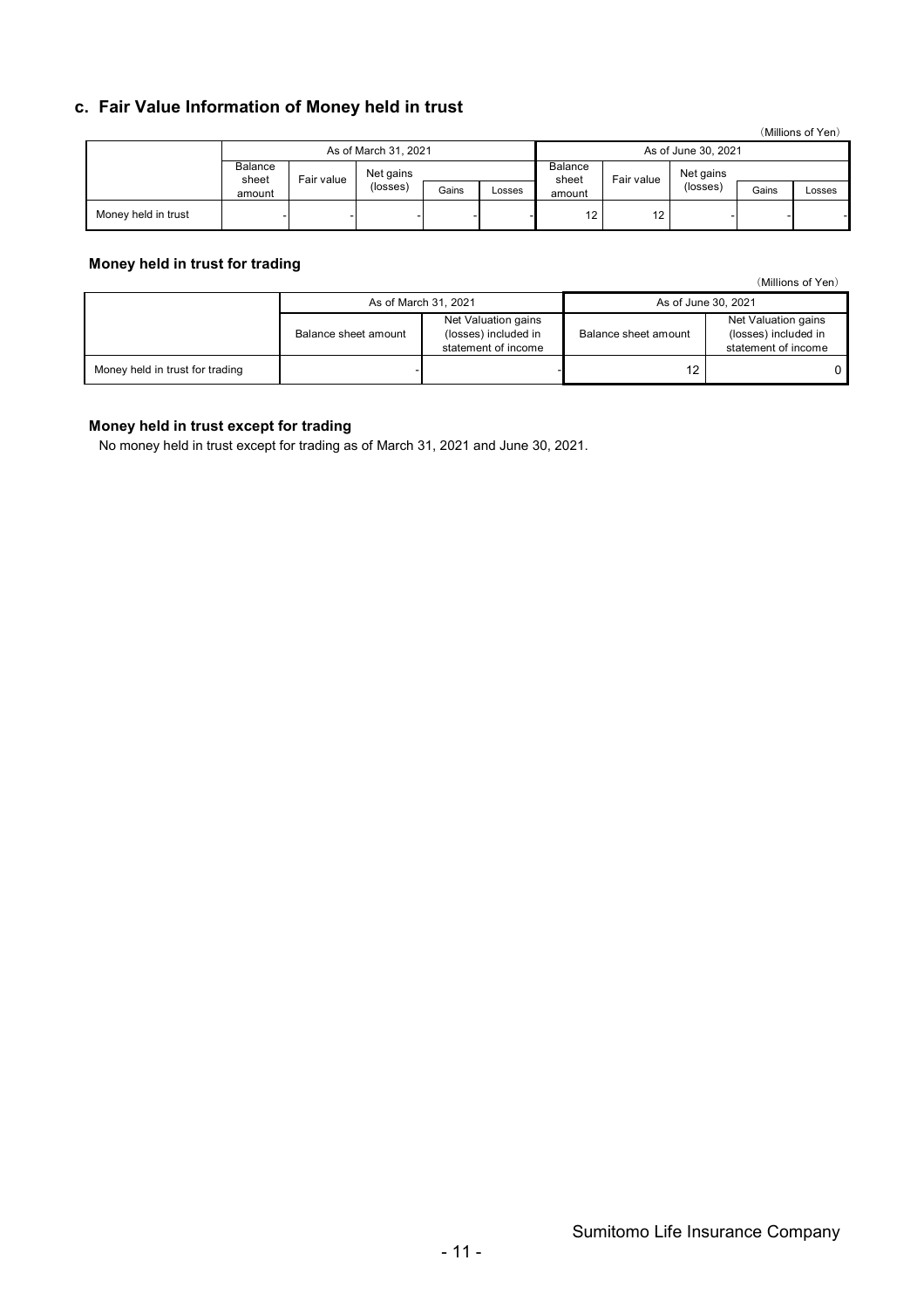## c. Fair Value Information of Money held in trust

(Millions of Yen)

| | As of March 31, 2021 | | | | | As of June 30, 2021 | | | | |
|---|---|---|---|---|---|---|---|---|---|---|
| | Balance sheet amount | Fair value | Net gains (losses) | | | Balance sheet amount | Fair value | Net gains (losses) | | |
| | | | | Gains | Losses | | | | Gains | Losses |
| Money held in trust | - | - | - | - | - | 12 | 12 | - | - | - |

### Money held in trust for trading

(Millions of Yen)

| | As of March 31, 2021 | | As of June 30, 2021 | |
|---|---|---|---|---|
| | Balance sheet amount | Net Valuation gains (losses) included in statement of income | Balance sheet amount | Net Valuation gains (losses) included in statement of income |
| Money held in trust for trading | - | - | 12 | 0 |

### Money held in trust except for trading

No money held in trust except for trading as of March 31, 2021 and June 30, 2021.